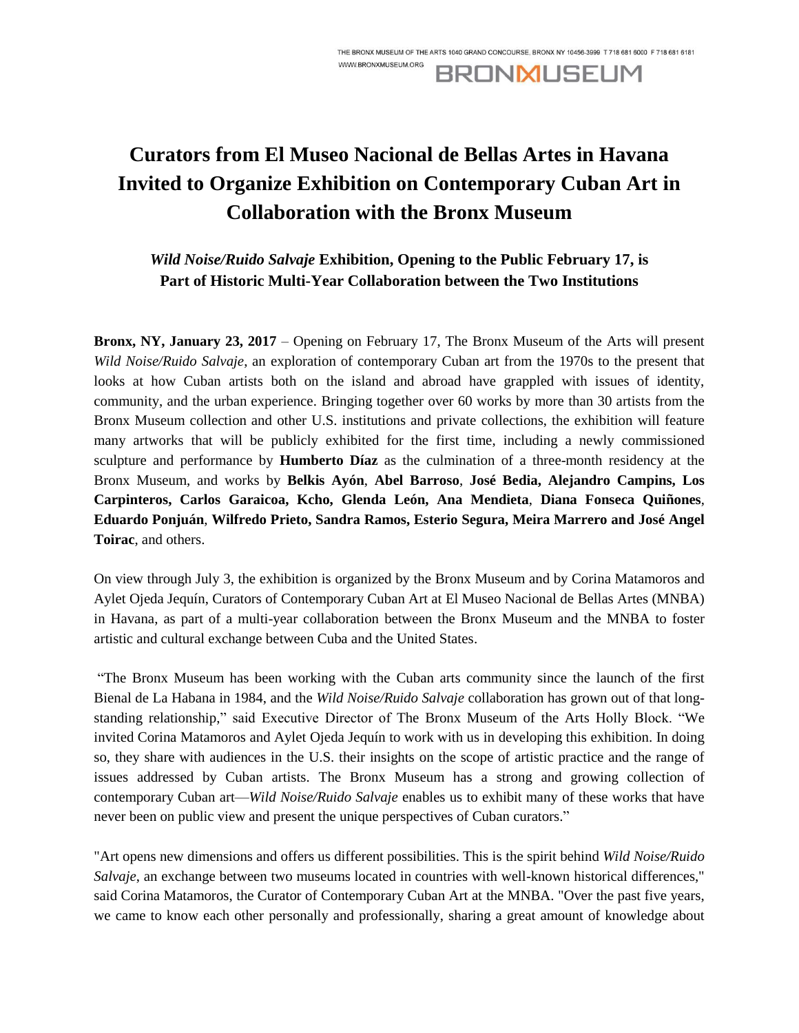# Curators from El Museo Nacional de Bellas Artes in Havana Invited to Organize Exhibition on Contemporary Cuban Art in Collaboration with the Bronx Museum

### *Wild Noise/Ruido Salvaje* Exhibition, Opening to the Public February 17, is Part of Historic Multi-Year Collaboration between the Two Institutions

**Bronx, NY, January 23, 2017** – Opening on February 17, The Bronx Museum of the Arts will present *Wild Noise/Ruido Salvaje*, an exploration of contemporary Cuban art from the 1970s to the present that looks at how Cuban artists both on the island and abroad have grappled with issues of identity, community, and the urban experience. Bringing together over 60 works by more than 30 artists from the Bronx Museum collection and other U.S. institutions and private collections, the exhibition will feature many artworks that will be publicly exhibited for the first time, including a newly commissioned sculpture and performance by **Humberto Díaz** as the culmination of a three-month residency at the Bronx Museum, and works by **Belkis Ayón**, **Abel Barroso**, **José Bedia, Alejandro Campins, Los Carpinteros, Carlos Garaicoa, Kcho, Glenda León, Ana Mendieta**, **Diana Fonseca Quiñones**, **Eduardo Ponjuán**, **Wilfredo Prieto, Sandra Ramos, Esterio Segura, Meira Marrero and José Angel Toirac**, and others.

On view through July 3, the exhibition is organized by the Bronx Museum and by Corina Matamoros and Aylet Ojeda Jequín, Curators of Contemporary Cuban Art at El Museo Nacional de Bellas Artes (MNBA) in Havana, as part of a multi-year collaboration between the Bronx Museum and the MNBA to foster artistic and cultural exchange between Cuba and the United States.

"The Bronx Museum has been working with the Cuban arts community since the launch of the first Bienal de La Habana in 1984, and the *Wild Noise/Ruido Salvaje* collaboration has grown out of that long-standing relationship," said Executive Director of The Bronx Museum of the Arts Holly Block. "We invited Corina Matamoros and Aylet Ojeda Jequín to work with us in developing this exhibition. In doing so, they share with audiences in the U.S. their insights on the scope of artistic practice and the range of issues addressed by Cuban artists. The Bronx Museum has a strong and growing collection of contemporary Cuban art—*Wild Noise/Ruido Salvaje* enables us to exhibit many of these works that have never been on public view and present the unique perspectives of Cuban curators."

"Art opens new dimensions and offers us different possibilities. This is the spirit behind *Wild Noise/Ruido Salvaje*, an exchange between two museums located in countries with well-known historical differences," said Corina Matamoros, the Curator of Contemporary Cuban Art at the MNBA. "Over the past five years, we came to know each other personally and professionally, sharing a great amount of knowledge about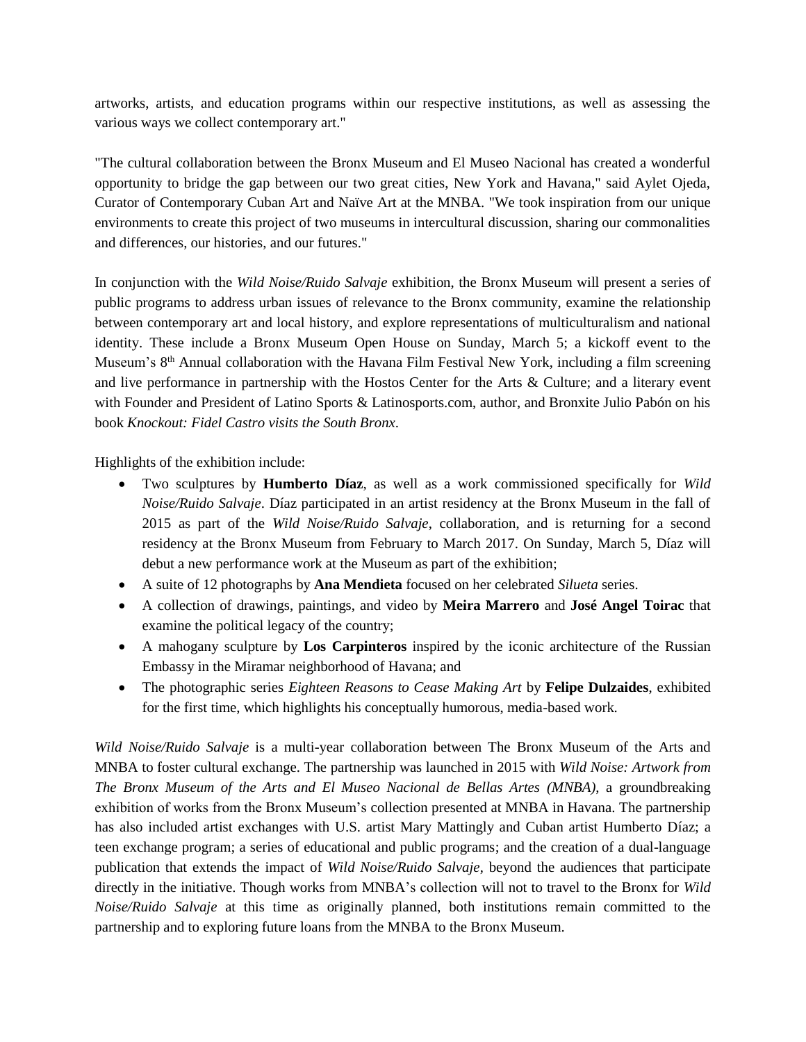artworks, artists, and education programs within our respective institutions, as well as assessing the various ways we collect contemporary art."

"The cultural collaboration between the Bronx Museum and El Museo Nacional has created a wonderful opportunity to bridge the gap between our two great cities, New York and Havana," said Aylet Ojeda, Curator of Contemporary Cuban Art and Naïve Art at the MNBA. "We took inspiration from our unique environments to create this project of two museums in intercultural discussion, sharing our commonalities and differences, our histories, and our futures."

In conjunction with the *Wild Noise/Ruido Salvaje* exhibition, the Bronx Museum will present a series of public programs to address urban issues of relevance to the Bronx community, examine the relationship between contemporary art and local history, and explore representations of multiculturalism and national identity. These include a Bronx Museum Open House on Sunday, March 5; a kickoff event to the Museum's 8th Annual collaboration with the Havana Film Festival New York, including a film screening and live performance in partnership with the Hostos Center for the Arts & Culture; and a literary event with Founder and President of Latino Sports & Latinosports.com, author, and Bronxite Julio Pabón on his book *Knockout: Fidel Castro visits the South Bronx*.

Highlights of the exhibition include:

- Two sculptures by **Humberto Díaz**, as well as a work commissioned specifically for *Wild Noise/Ruido Salvaje*. Díaz participated in an artist residency at the Bronx Museum in the fall of 2015 as part of the *Wild Noise/Ruido Salvaje*, collaboration, and is returning for a second residency at the Bronx Museum from February to March 2017. On Sunday, March 5, Díaz will debut a new performance work at the Museum as part of the exhibition;
- A suite of 12 photographs by **Ana Mendieta** focused on her celebrated *Silueta* series.
- A collection of drawings, paintings, and video by **Meira Marrero** and **José Angel Toirac** that examine the political legacy of the country;
- A mahogany sculpture by **Los Carpinteros** inspired by the iconic architecture of the Russian Embassy in the Miramar neighborhood of Havana; and
- The photographic series *Eighteen Reasons to Cease Making Art* by **Felipe Dulzaides**, exhibited for the first time, which highlights his conceptually humorous, media-based work.

*Wild Noise/Ruido Salvaje* is a multi-year collaboration between The Bronx Museum of the Arts and MNBA to foster cultural exchange. The partnership was launched in 2015 with *Wild Noise: Artwork from The Bronx Museum of the Arts and El Museo Nacional de Bellas Artes (MNBA)*, a groundbreaking exhibition of works from the Bronx Museum's collection presented at MNBA in Havana. The partnership has also included artist exchanges with U.S. artist Mary Mattingly and Cuban artist Humberto Díaz; a teen exchange program; a series of educational and public programs; and the creation of a dual-language publication that extends the impact of *Wild Noise/Ruido Salvaje*, beyond the audiences that participate directly in the initiative. Though works from MNBA's collection will not to travel to the Bronx for *Wild Noise/Ruido Salvaje* at this time as originally planned, both institutions remain committed to the partnership and to exploring future loans from the MNBA to the Bronx Museum.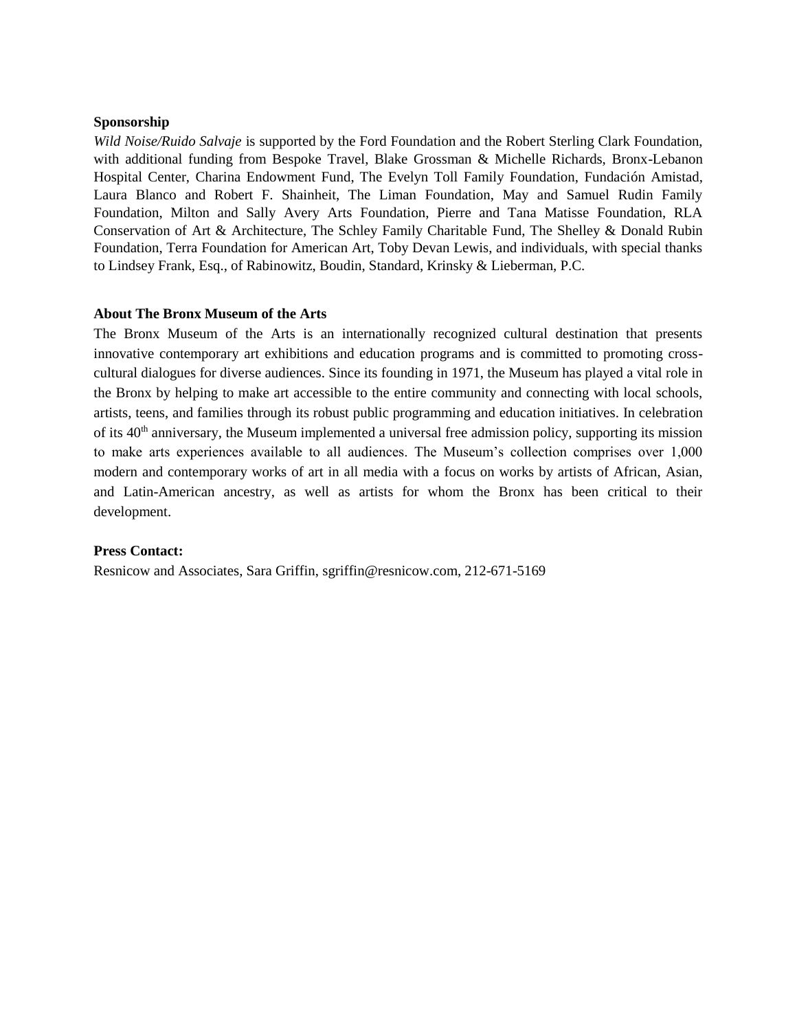**Sponsorship**

*Wild Noise/Ruido Salvaje* is supported by the Ford Foundation and the Robert Sterling Clark Foundation, with additional funding from Bespoke Travel, Blake Grossman & Michelle Richards, Bronx-Lebanon Hospital Center, Charina Endowment Fund, The Evelyn Toll Family Foundation, Fundación Amistad, Laura Blanco and Robert F. Shainheit, The Liman Foundation, May and Samuel Rudin Family Foundation, Milton and Sally Avery Arts Foundation, Pierre and Tana Matisse Foundation, RLA Conservation of Art & Architecture, The Schley Family Charitable Fund, The Shelley & Donald Rubin Foundation, Terra Foundation for American Art, Toby Devan Lewis, and individuals, with special thanks to Lindsey Frank, Esq., of Rabinowitz, Boudin, Standard, Krinsky & Lieberman, P.C.

**About The Bronx Museum of the Arts**

The Bronx Museum of the Arts is an internationally recognized cultural destination that presents innovative contemporary art exhibitions and education programs and is committed to promoting cross-cultural dialogues for diverse audiences. Since its founding in 1971, the Museum has played a vital role in the Bronx by helping to make art accessible to the entire community and connecting with local schools, artists, teens, and families through its robust public programming and education initiatives. In celebration of its 40th anniversary, the Museum implemented a universal free admission policy, supporting its mission to make arts experiences available to all audiences. The Museum's collection comprises over 1,000 modern and contemporary works of art in all media with a focus on works by artists of African, Asian, and Latin-American ancestry, as well as artists for whom the Bronx has been critical to their development.

**Press Contact:**

Resnicow and Associates, Sara Griffin, sgriffin@resnicow.com, 212-671-5169